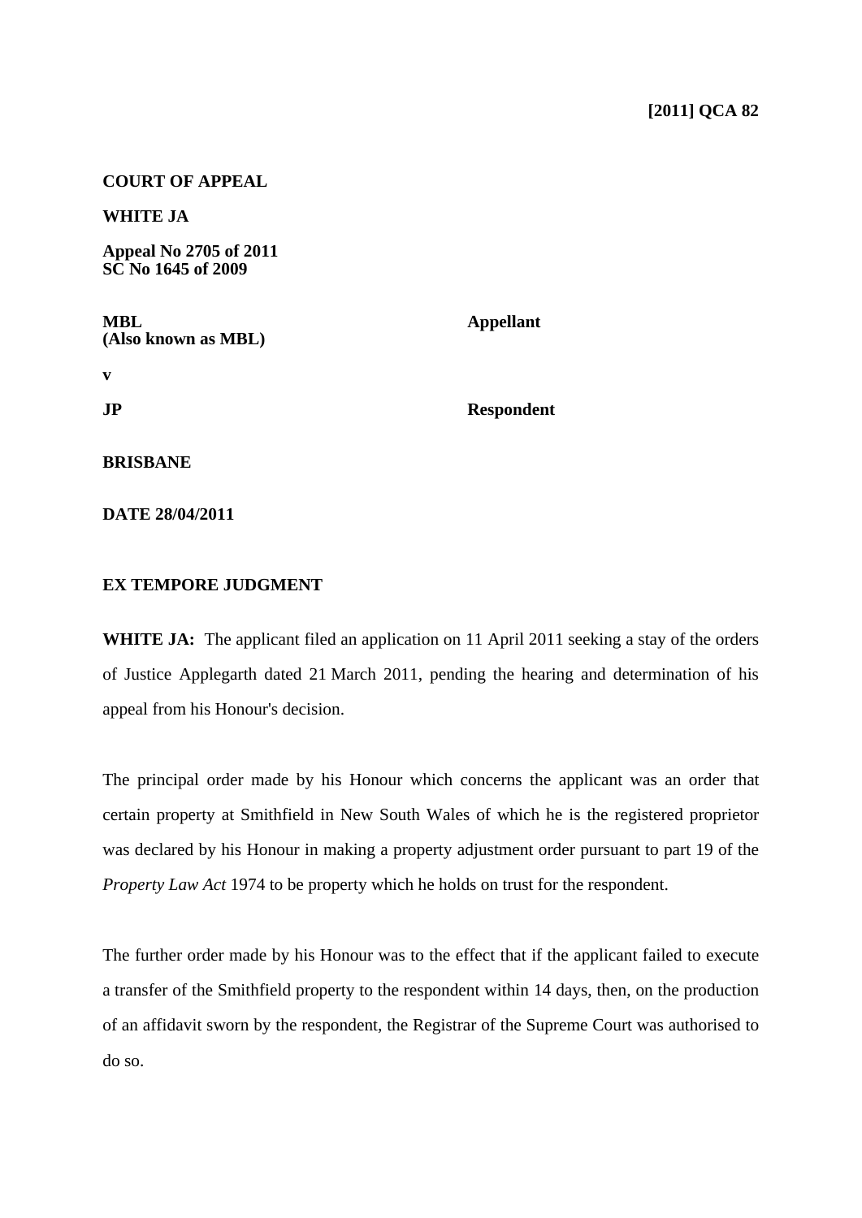**[2011] QCA 82**

**COURT OF APPEAL**

**WHITE JA**

**Appeal No 2705 of 2011**
**SC No 1645 of 2009**

| | |
|---|---|
| **MBL** **(Also known as MBL)** | **Appellant** |
| **v** | |
| **JP** | **Respondent** |

**BRISBANE**

**DATE 28/04/2011**

**EX TEMPORE JUDGMENT**

**WHITE JA:** The applicant filed an application on 11 April 2011 seeking a stay of the orders of Justice Applegarth dated 21 March 2011, pending the hearing and determination of his appeal from his Honour's decision.

The principal order made by his Honour which concerns the applicant was an order that certain property at Smithfield in New South Wales of which he is the registered proprietor was declared by his Honour in making a property adjustment order pursuant to part 19 of the *Property Law Act* 1974 to be property which he holds on trust for the respondent.

The further order made by his Honour was to the effect that if the applicant failed to execute a transfer of the Smithfield property to the respondent within 14 days, then, on the production of an affidavit sworn by the respondent, the Registrar of the Supreme Court was authorised to do so.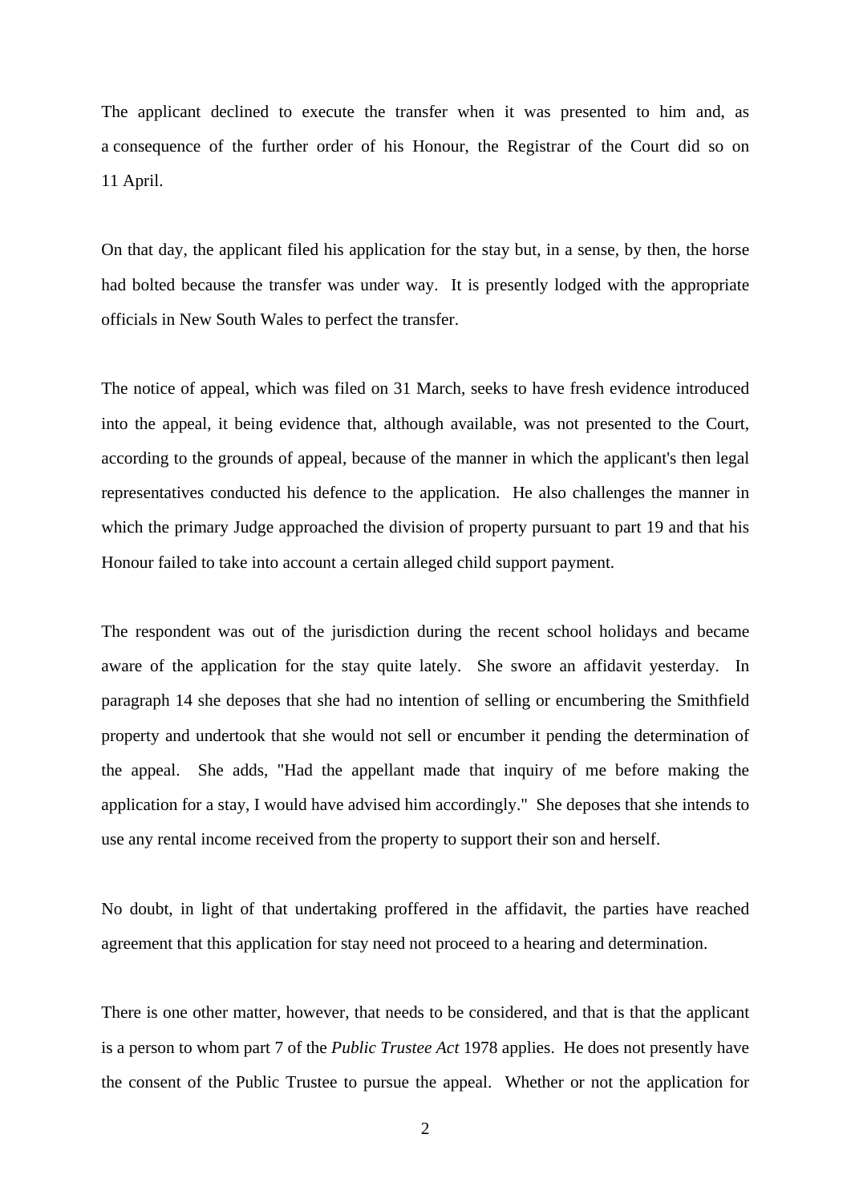The applicant declined to execute the transfer when it was presented to him and, as a consequence of the further order of his Honour, the Registrar of the Court did so on 11 April.

On that day, the applicant filed his application for the stay but, in a sense, by then, the horse had bolted because the transfer was under way. It is presently lodged with the appropriate officials in New South Wales to perfect the transfer.

The notice of appeal, which was filed on 31 March, seeks to have fresh evidence introduced into the appeal, it being evidence that, although available, was not presented to the Court, according to the grounds of appeal, because of the manner in which the applicant's then legal representatives conducted his defence to the application. He also challenges the manner in which the primary Judge approached the division of property pursuant to part 19 and that his Honour failed to take into account a certain alleged child support payment.

The respondent was out of the jurisdiction during the recent school holidays and became aware of the application for the stay quite lately. She swore an affidavit yesterday. In paragraph 14 she deposes that she had no intention of selling or encumbering the Smithfield property and undertook that she would not sell or encumber it pending the determination of the appeal. She adds, "Had the appellant made that inquiry of me before making the application for a stay, I would have advised him accordingly." She deposes that she intends to use any rental income received from the property to support their son and herself.

No doubt, in light of that undertaking proffered in the affidavit, the parties have reached agreement that this application for stay need not proceed to a hearing and determination.

There is one other matter, however, that needs to be considered, and that is that the applicant is a person to whom part 7 of the *Public Trustee Act* 1978 applies. He does not presently have the consent of the Public Trustee to pursue the appeal. Whether or not the application for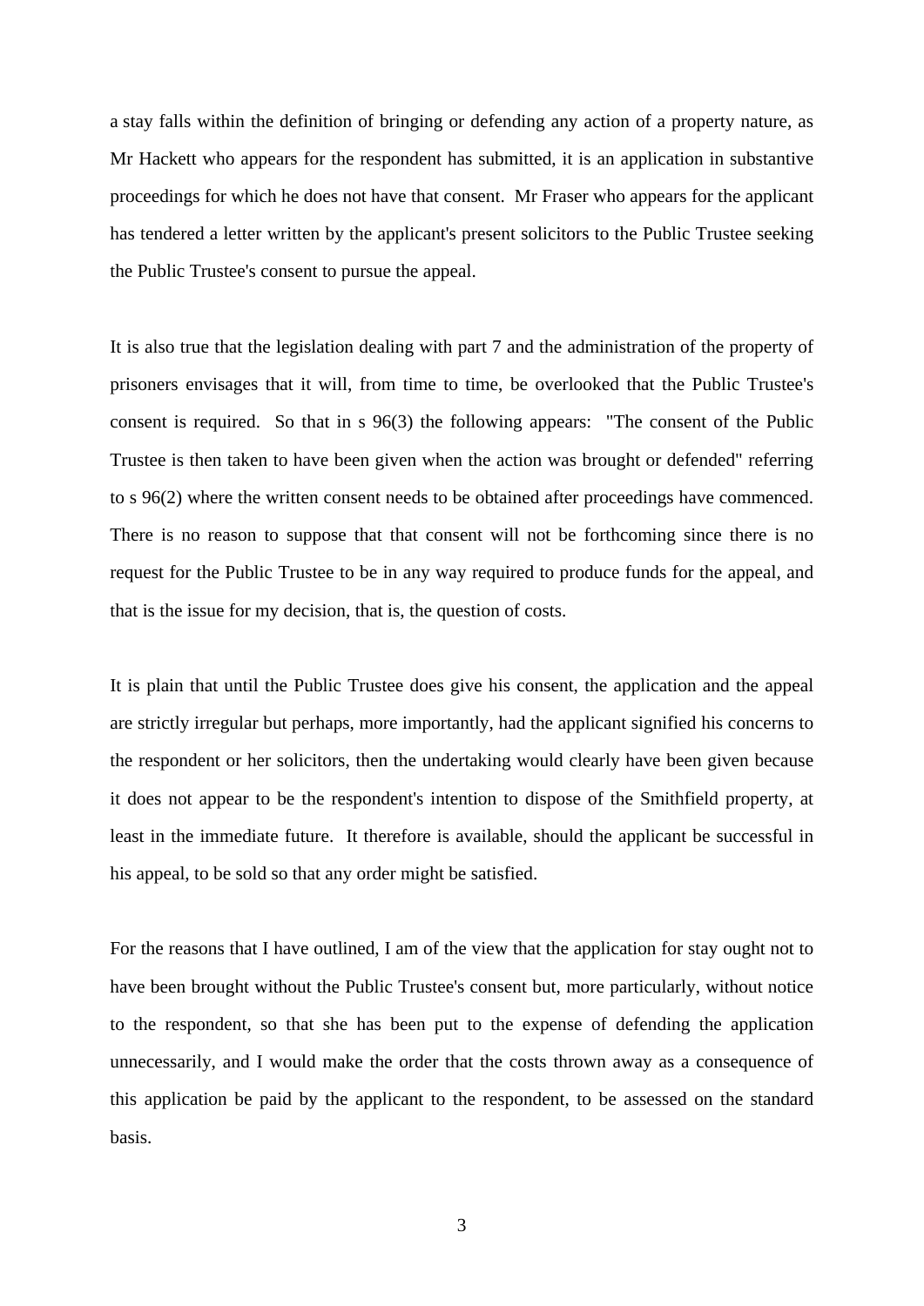a stay falls within the definition of bringing or defending any action of a property nature, as Mr Hackett who appears for the respondent has submitted, it is an application in substantive proceedings for which he does not have that consent. Mr Fraser who appears for the applicant has tendered a letter written by the applicant's present solicitors to the Public Trustee seeking the Public Trustee's consent to pursue the appeal.

It is also true that the legislation dealing with part 7 and the administration of the property of prisoners envisages that it will, from time to time, be overlooked that the Public Trustee's consent is required. So that in s 96(3) the following appears: "The consent of the Public Trustee is then taken to have been given when the action was brought or defended" referring to s 96(2) where the written consent needs to be obtained after proceedings have commenced. There is no reason to suppose that that consent will not be forthcoming since there is no request for the Public Trustee to be in any way required to produce funds for the appeal, and that is the issue for my decision, that is, the question of costs.

It is plain that until the Public Trustee does give his consent, the application and the appeal are strictly irregular but perhaps, more importantly, had the applicant signified his concerns to the respondent or her solicitors, then the undertaking would clearly have been given because it does not appear to be the respondent's intention to dispose of the Smithfield property, at least in the immediate future. It therefore is available, should the applicant be successful in his appeal, to be sold so that any order might be satisfied.

For the reasons that I have outlined, I am of the view that the application for stay ought not to have been brought without the Public Trustee's consent but, more particularly, without notice to the respondent, so that she has been put to the expense of defending the application unnecessarily, and I would make the order that the costs thrown away as a consequence of this application be paid by the applicant to the respondent, to be assessed on the standard basis.